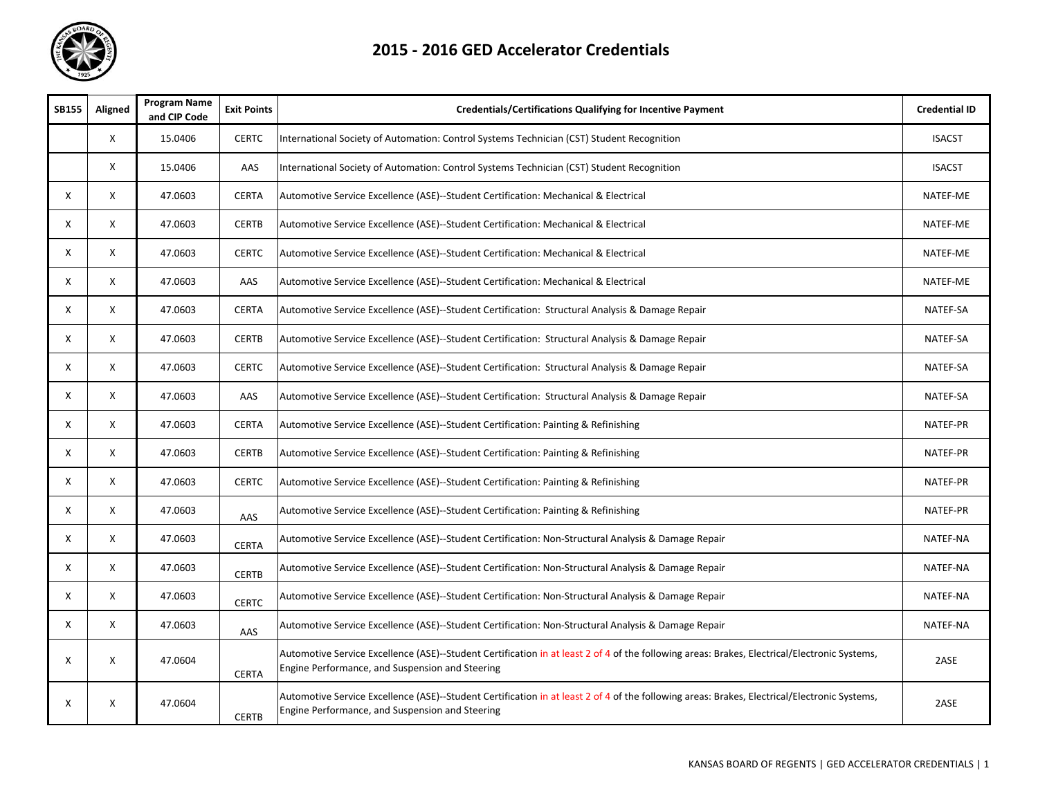# 2015 - 2016 GED Accelerator Credentials

| SB155 | Aligned | Program Name and CIP Code | Exit Points | Credentials/Certifications Qualifying for Incentive Payment | Credential ID |
|---|---|---|---|---|---|
| | X | 15.0406 | CERTC | International Society of Automation: Control Systems Technician (CST) Student Recognition | ISACST |
| | X | 15.0406 | AAS | International Society of Automation: Control Systems Technician (CST) Student Recognition | ISACST |
| X | X | 47.0603 | CERTA | Automotive Service Excellence (ASE)--Student Certification: Mechanical & Electrical | NATEF-ME |
| X | X | 47.0603 | CERTB | Automotive Service Excellence (ASE)--Student Certification: Mechanical & Electrical | NATEF-ME |
| X | X | 47.0603 | CERTC | Automotive Service Excellence (ASE)--Student Certification: Mechanical & Electrical | NATEF-ME |
| X | X | 47.0603 | AAS | Automotive Service Excellence (ASE)--Student Certification: Mechanical & Electrical | NATEF-ME |
| X | X | 47.0603 | CERTA | Automotive Service Excellence (ASE)--Student Certification: Structural Analysis & Damage Repair | NATEF-SA |
| X | X | 47.0603 | CERTB | Automotive Service Excellence (ASE)--Student Certification: Structural Analysis & Damage Repair | NATEF-SA |
| X | X | 47.0603 | CERTC | Automotive Service Excellence (ASE)--Student Certification: Structural Analysis & Damage Repair | NATEF-SA |
| X | X | 47.0603 | AAS | Automotive Service Excellence (ASE)--Student Certification: Structural Analysis & Damage Repair | NATEF-SA |
| X | X | 47.0603 | CERTA | Automotive Service Excellence (ASE)--Student Certification: Painting & Refinishing | NATEF-PR |
| X | X | 47.0603 | CERTB | Automotive Service Excellence (ASE)--Student Certification: Painting & Refinishing | NATEF-PR |
| X | X | 47.0603 | CERTC | Automotive Service Excellence (ASE)--Student Certification: Painting & Refinishing | NATEF-PR |
| X | X | 47.0603 | AAS | Automotive Service Excellence (ASE)--Student Certification: Painting & Refinishing | NATEF-PR |
| X | X | 47.0603 | CERTA | Automotive Service Excellence (ASE)--Student Certification: Non-Structural Analysis & Damage Repair | NATEF-NA |
| X | X | 47.0603 | CERTB | Automotive Service Excellence (ASE)--Student Certification: Non-Structural Analysis & Damage Repair | NATEF-NA |
| X | X | 47.0603 | CERTC | Automotive Service Excellence (ASE)--Student Certification: Non-Structural Analysis & Damage Repair | NATEF-NA |
| X | X | 47.0603 | AAS | Automotive Service Excellence (ASE)--Student Certification: Non-Structural Analysis & Damage Repair | NATEF-NA |
| X | X | 47.0604 | CERTA | Automotive Service Excellence (ASE)--Student Certification in at least 2 of 4 of the following areas: Brakes, Electrical/Electronic Systems, Engine Performance, and Suspension and Steering | 2ASE |
| X | X | 47.0604 | CERTB | Automotive Service Excellence (ASE)--Student Certification in at least 2 of 4 of the following areas: Brakes, Electrical/Electronic Systems, Engine Performance, and Suspension and Steering | 2ASE |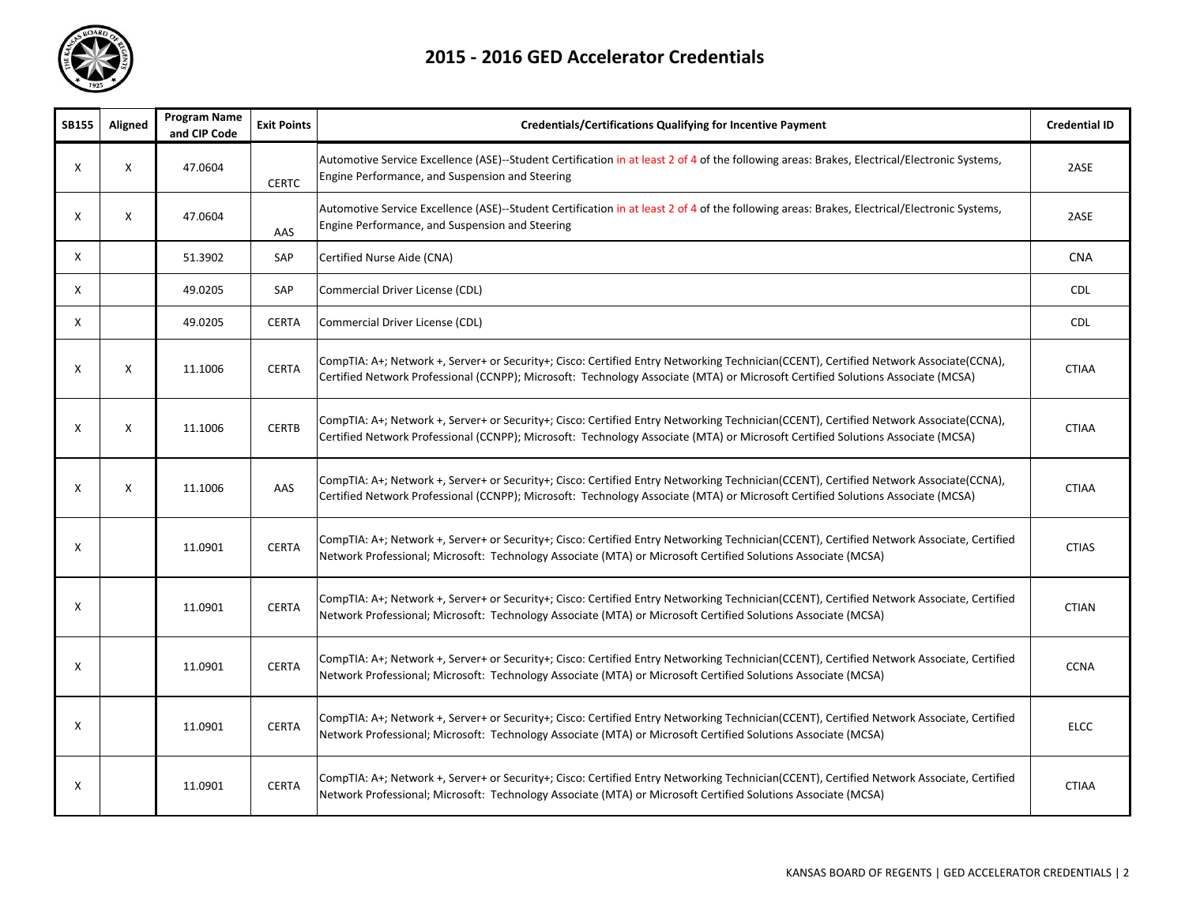# 2015 - 2016 GED Accelerator Credentials

| SB155 | Aligned | Program Name and CIP Code | Exit Points | Credentials/Certifications Qualifying for Incentive Payment | Credential ID |
|---|---|---|---|---|---|
| X | X | 47.0604 | CERTC | Automotive Service Excellence (ASE)--Student Certification in at least 2 of 4 of the following areas: Brakes, Electrical/Electronic Systems, Engine Performance, and Suspension and Steering | 2ASE |
| X | X | 47.0604 | AAS | Automotive Service Excellence (ASE)--Student Certification in at least 2 of 4 of the following areas: Brakes, Electrical/Electronic Systems, Engine Performance, and Suspension and Steering | 2ASE |
| X | | 51.3902 | SAP | Certified Nurse Aide (CNA) | CNA |
| X | | 49.0205 | SAP | Commercial Driver License (CDL) | CDL |
| X | | 49.0205 | CERTA | Commercial Driver License (CDL) | CDL |
| X | X | 11.1006 | CERTA | CompTIA: A+; Network +, Server+ or Security+; Cisco: Certified Entry Networking Technician(CCENT), Certified Network Associate(CCNA), Certified Network Professional (CCNPP); Microsoft: Technology Associate (MTA) or Microsoft Certified Solutions Associate (MCSA) | CTIAA |
| X | X | 11.1006 | CERTB | CompTIA: A+; Network +, Server+ or Security+; Cisco: Certified Entry Networking Technician(CCENT), Certified Network Associate(CCNA), Certified Network Professional (CCNPP); Microsoft: Technology Associate (MTA) or Microsoft Certified Solutions Associate (MCSA) | CTIAA |
| X | X | 11.1006 | AAS | CompTIA: A+; Network +, Server+ or Security+; Cisco: Certified Entry Networking Technician(CCENT), Certified Network Associate(CCNA), Certified Network Professional (CCNPP); Microsoft: Technology Associate (MTA) or Microsoft Certified Solutions Associate (MCSA) | CTIAA |
| X | | 11.0901 | CERTA | CompTIA: A+; Network +, Server+ or Security+; Cisco: Certified Entry Networking Technician(CCENT), Certified Network Associate, Certified Network Professional; Microsoft: Technology Associate (MTA) or Microsoft Certified Solutions Associate (MCSA) | CTIAS |
| X | | 11.0901 | CERTA | CompTIA: A+; Network +, Server+ or Security+; Cisco: Certified Entry Networking Technician(CCENT), Certified Network Associate, Certified Network Professional; Microsoft: Technology Associate (MTA) or Microsoft Certified Solutions Associate (MCSA) | CTIAN |
| X | | 11.0901 | CERTA | CompTIA: A+; Network +, Server+ or Security+; Cisco: Certified Entry Networking Technician(CCENT), Certified Network Associate, Certified Network Professional; Microsoft: Technology Associate (MTA) or Microsoft Certified Solutions Associate (MCSA) | CCNA |
| X | | 11.0901 | CERTA | CompTIA: A+; Network +, Server+ or Security+; Cisco: Certified Entry Networking Technician(CCENT), Certified Network Associate, Certified Network Professional; Microsoft: Technology Associate (MTA) or Microsoft Certified Solutions Associate (MCSA) | ELCC |
| X | | 11.0901 | CERTA | CompTIA: A+; Network +, Server+ or Security+; Cisco: Certified Entry Networking Technician(CCENT), Certified Network Associate, Certified Network Professional; Microsoft: Technology Associate (MTA) or Microsoft Certified Solutions Associate (MCSA) | CTIAA |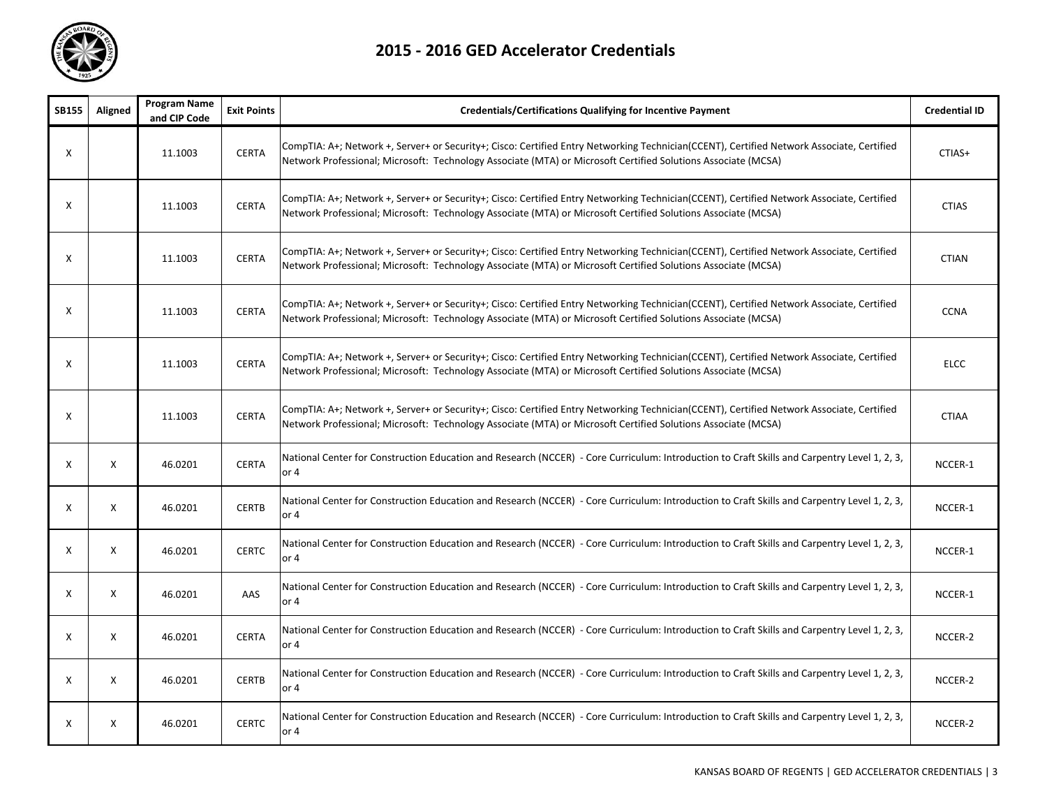# 2015 - 2016 GED Accelerator Credentials

| SB155 | Aligned | Program Name and CIP Code | Exit Points | Credentials/Certifications Qualifying for Incentive Payment | Credential ID |
|---|---|---|---|---|---|
| X | | 11.1003 | CERTA | CompTIA: A+; Network +, Server+ or Security+; Cisco: Certified Entry Networking Technician(CCENT), Certified Network Associate, Certified Network Professional; Microsoft: Technology Associate (MTA) or Microsoft Certified Solutions Associate (MCSA) | CTIAS+ |
| X | | 11.1003 | CERTA | CompTIA: A+; Network +, Server+ or Security+; Cisco: Certified Entry Networking Technician(CCENT), Certified Network Associate, Certified Network Professional; Microsoft: Technology Associate (MTA) or Microsoft Certified Solutions Associate (MCSA) | CTIAS |
| X | | 11.1003 | CERTA | CompTIA: A+; Network +, Server+ or Security+; Cisco: Certified Entry Networking Technician(CCENT), Certified Network Associate, Certified Network Professional; Microsoft: Technology Associate (MTA) or Microsoft Certified Solutions Associate (MCSA) | CTIAN |
| X | | 11.1003 | CERTA | CompTIA: A+; Network +, Server+ or Security+; Cisco: Certified Entry Networking Technician(CCENT), Certified Network Associate, Certified Network Professional; Microsoft: Technology Associate (MTA) or Microsoft Certified Solutions Associate (MCSA) | CCNA |
| X | | 11.1003 | CERTA | CompTIA: A+; Network +, Server+ or Security+; Cisco: Certified Entry Networking Technician(CCENT), Certified Network Associate, Certified Network Professional; Microsoft: Technology Associate (MTA) or Microsoft Certified Solutions Associate (MCSA) | ELCC |
| X | | 11.1003 | CERTA | CompTIA: A+; Network +, Server+ or Security+; Cisco: Certified Entry Networking Technician(CCENT), Certified Network Associate, Certified Network Professional; Microsoft: Technology Associate (MTA) or Microsoft Certified Solutions Associate (MCSA) | CTIAA |
| X | X | 46.0201 | CERTA | National Center for Construction Education and Research (NCCER) - Core Curriculum: Introduction to Craft Skills and Carpentry Level 1, 2, 3, or 4 | NCCER-1 |
| X | X | 46.0201 | CERTB | National Center for Construction Education and Research (NCCER) - Core Curriculum: Introduction to Craft Skills and Carpentry Level 1, 2, 3, or 4 | NCCER-1 |
| X | X | 46.0201 | CERTC | National Center for Construction Education and Research (NCCER) - Core Curriculum: Introduction to Craft Skills and Carpentry Level 1, 2, 3, or 4 | NCCER-1 |
| X | X | 46.0201 | AAS | National Center for Construction Education and Research (NCCER) - Core Curriculum: Introduction to Craft Skills and Carpentry Level 1, 2, 3, or 4 | NCCER-1 |
| X | X | 46.0201 | CERTA | National Center for Construction Education and Research (NCCER) - Core Curriculum: Introduction to Craft Skills and Carpentry Level 1, 2, 3, or 4 | NCCER-2 |
| X | X | 46.0201 | CERTB | National Center for Construction Education and Research (NCCER) - Core Curriculum: Introduction to Craft Skills and Carpentry Level 1, 2, 3, or 4 | NCCER-2 |
| X | X | 46.0201 | CERTC | National Center for Construction Education and Research (NCCER) - Core Curriculum: Introduction to Craft Skills and Carpentry Level 1, 2, 3, or 4 | NCCER-2 |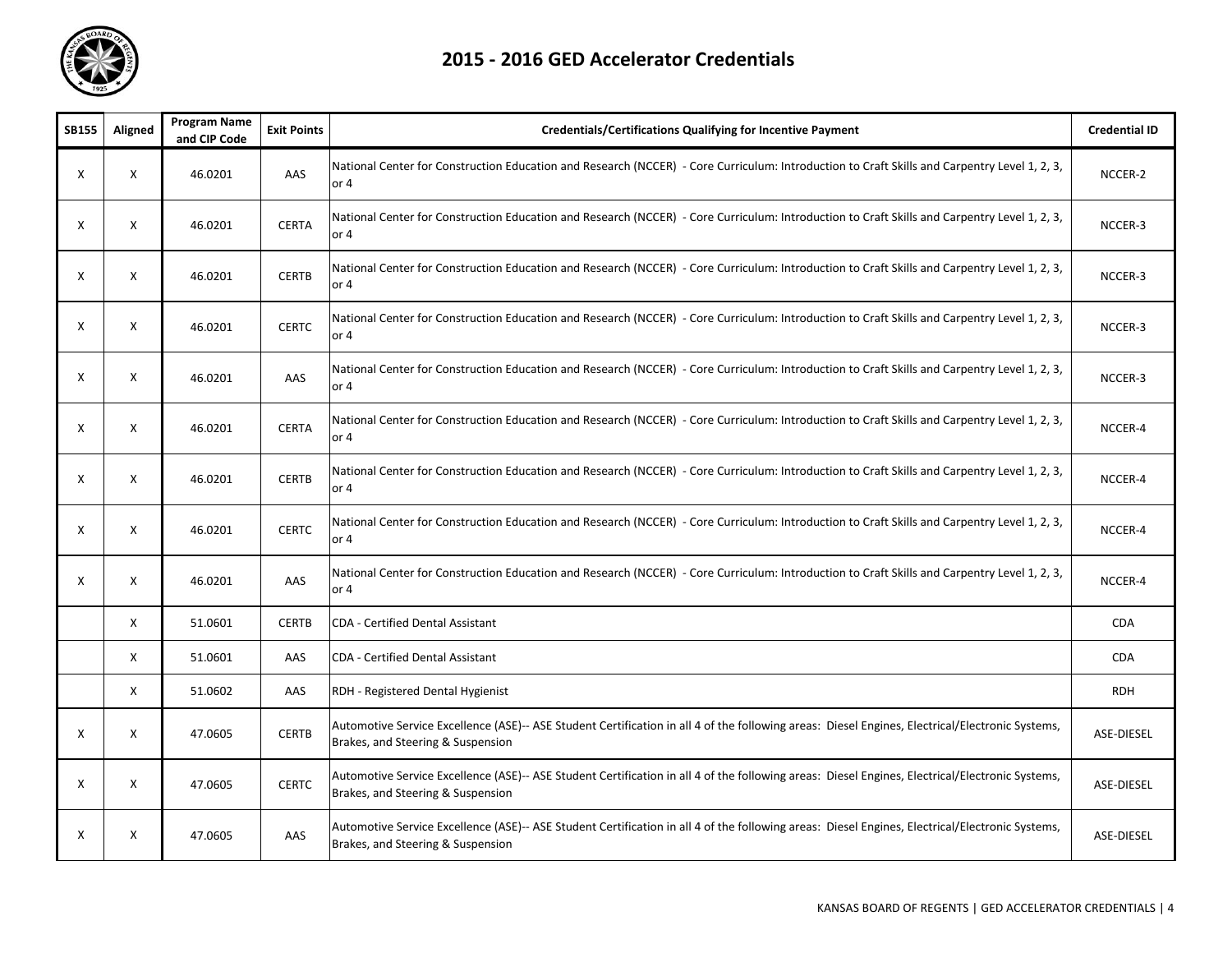# 2015 - 2016 GED Accelerator Credentials

| SB155 | Aligned | Program Name and CIP Code | Exit Points | Credentials/Certifications Qualifying for Incentive Payment | Credential ID |
|---|---|---|---|---|---|
| X | X | 46.0201 | AAS | National Center for Construction Education and Research (NCCER) - Core Curriculum: Introduction to Craft Skills and Carpentry Level 1, 2, 3, or 4 | NCCER-2 |
| X | X | 46.0201 | CERTA | National Center for Construction Education and Research (NCCER) - Core Curriculum: Introduction to Craft Skills and Carpentry Level 1, 2, 3, or 4 | NCCER-3 |
| X | X | 46.0201 | CERTB | National Center for Construction Education and Research (NCCER) - Core Curriculum: Introduction to Craft Skills and Carpentry Level 1, 2, 3, or 4 | NCCER-3 |
| X | X | 46.0201 | CERTC | National Center for Construction Education and Research (NCCER) - Core Curriculum: Introduction to Craft Skills and Carpentry Level 1, 2, 3, or 4 | NCCER-3 |
| X | X | 46.0201 | AAS | National Center for Construction Education and Research (NCCER) - Core Curriculum: Introduction to Craft Skills and Carpentry Level 1, 2, 3, or 4 | NCCER-3 |
| X | X | 46.0201 | CERTA | National Center for Construction Education and Research (NCCER) - Core Curriculum: Introduction to Craft Skills and Carpentry Level 1, 2, 3, or 4 | NCCER-4 |
| X | X | 46.0201 | CERTB | National Center for Construction Education and Research (NCCER) - Core Curriculum: Introduction to Craft Skills and Carpentry Level 1, 2, 3, or 4 | NCCER-4 |
| X | X | 46.0201 | CERTC | National Center for Construction Education and Research (NCCER) - Core Curriculum: Introduction to Craft Skills and Carpentry Level 1, 2, 3, or 4 | NCCER-4 |
| X | X | 46.0201 | AAS | National Center for Construction Education and Research (NCCER) - Core Curriculum: Introduction to Craft Skills and Carpentry Level 1, 2, 3, or 4 | NCCER-4 |
| | X | 51.0601 | CERTB | CDA - Certified Dental Assistant | CDA |
| | X | 51.0601 | AAS | CDA - Certified Dental Assistant | CDA |
| | X | 51.0602 | AAS | RDH - Registered Dental Hygienist | RDH |
| X | X | 47.0605 | CERTB | Automotive Service Excellence (ASE)-- ASE Student Certification in all 4 of the following areas: Diesel Engines, Electrical/Electronic Systems, Brakes, and Steering & Suspension | ASE-DIESEL |
| X | X | 47.0605 | CERTC | Automotive Service Excellence (ASE)-- ASE Student Certification in all 4 of the following areas: Diesel Engines, Electrical/Electronic Systems, Brakes, and Steering & Suspension | ASE-DIESEL |
| X | X | 47.0605 | AAS | Automotive Service Excellence (ASE)-- ASE Student Certification in all 4 of the following areas: Diesel Engines, Electrical/Electronic Systems, Brakes, and Steering & Suspension | ASE-DIESEL |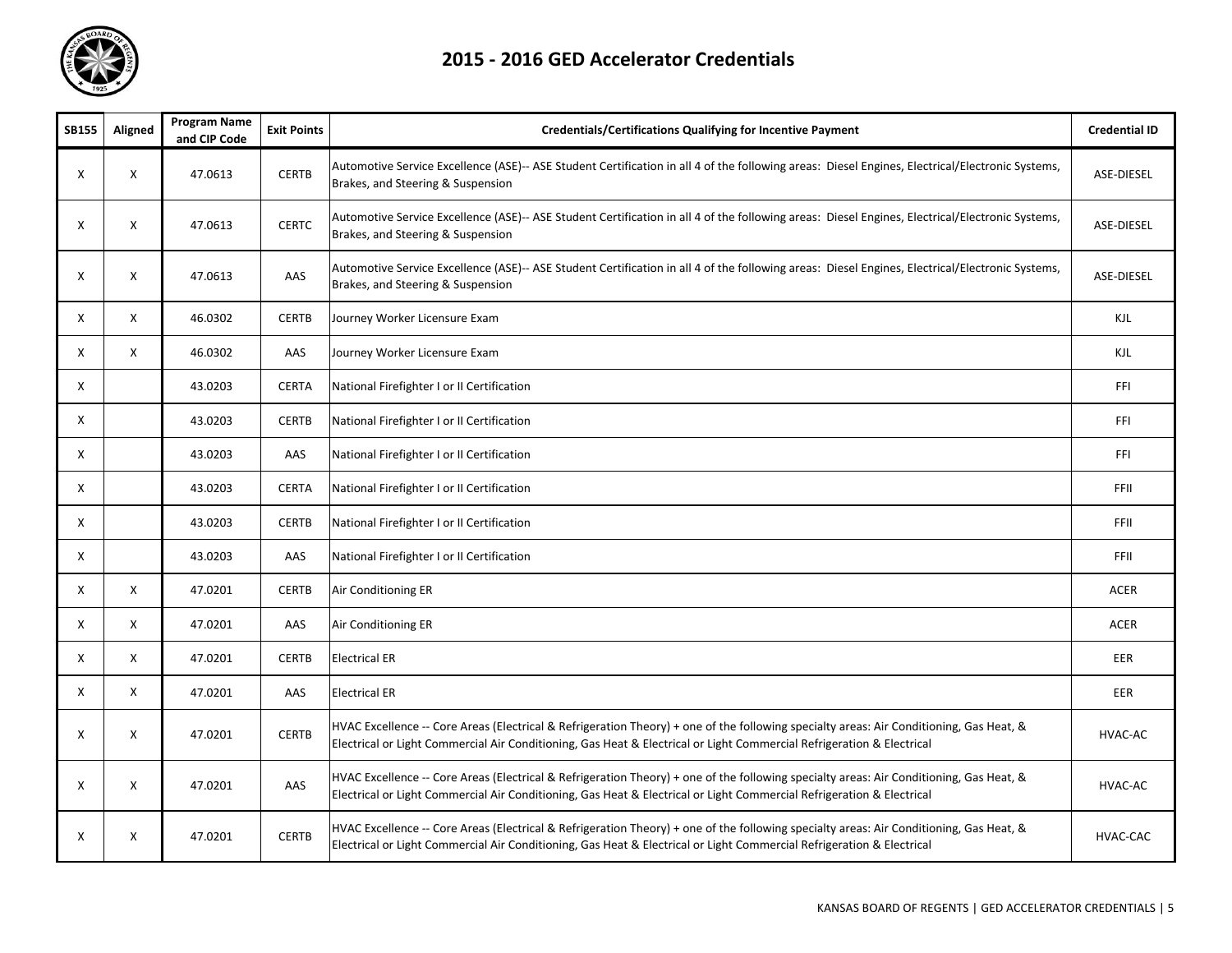# 2015 - 2016 GED Accelerator Credentials

| SB155 | Aligned | Program Name and CIP Code | Exit Points | Credentials/Certifications Qualifying for Incentive Payment | Credential ID |
|---|---|---|---|---|---|
| X | X | 47.0613 | CERTB | Automotive Service Excellence (ASE)-- ASE Student Certification in all 4 of the following areas: Diesel Engines, Electrical/Electronic Systems, Brakes, and Steering & Suspension | ASE-DIESEL |
| X | X | 47.0613 | CERTC | Automotive Service Excellence (ASE)-- ASE Student Certification in all 4 of the following areas: Diesel Engines, Electrical/Electronic Systems, Brakes, and Steering & Suspension | ASE-DIESEL |
| X | X | 47.0613 | AAS | Automotive Service Excellence (ASE)-- ASE Student Certification in all 4 of the following areas: Diesel Engines, Electrical/Electronic Systems, Brakes, and Steering & Suspension | ASE-DIESEL |
| X | X | 46.0302 | CERTB | Journey Worker Licensure Exam | KJL |
| X | X | 46.0302 | AAS | Journey Worker Licensure Exam | KJL |
| X | | 43.0203 | CERTA | National Firefighter I or II Certification | FFI |
| X | | 43.0203 | CERTB | National Firefighter I or II Certification | FFI |
| X | | 43.0203 | AAS | National Firefighter I or II Certification | FFI |
| X | | 43.0203 | CERTA | National Firefighter I or II Certification | FFII |
| X | | 43.0203 | CERTB | National Firefighter I or II Certification | FFII |
| X | | 43.0203 | AAS | National Firefighter I or II Certification | FFII |
| X | X | 47.0201 | CERTB | Air Conditioning ER | ACER |
| X | X | 47.0201 | AAS | Air Conditioning ER | ACER |
| X | X | 47.0201 | CERTB | Electrical ER | EER |
| X | X | 47.0201 | AAS | Electrical ER | EER |
| X | X | 47.0201 | CERTB | HVAC Excellence -- Core Areas (Electrical & Refrigeration Theory) + one of the following specialty areas: Air Conditioning, Gas Heat, & Electrical or Light Commercial Air Conditioning, Gas Heat & Electrical or Light Commercial Refrigeration & Electrical | HVAC-AC |
| X | X | 47.0201 | AAS | HVAC Excellence -- Core Areas (Electrical & Refrigeration Theory) + one of the following specialty areas: Air Conditioning, Gas Heat, & Electrical or Light Commercial Air Conditioning, Gas Heat & Electrical or Light Commercial Refrigeration & Electrical | HVAC-AC |
| X | X | 47.0201 | CERTB | HVAC Excellence -- Core Areas (Electrical & Refrigeration Theory) + one of the following specialty areas: Air Conditioning, Gas Heat, & Electrical or Light Commercial Air Conditioning, Gas Heat & Electrical or Light Commercial Refrigeration & Electrical | HVAC-CAC |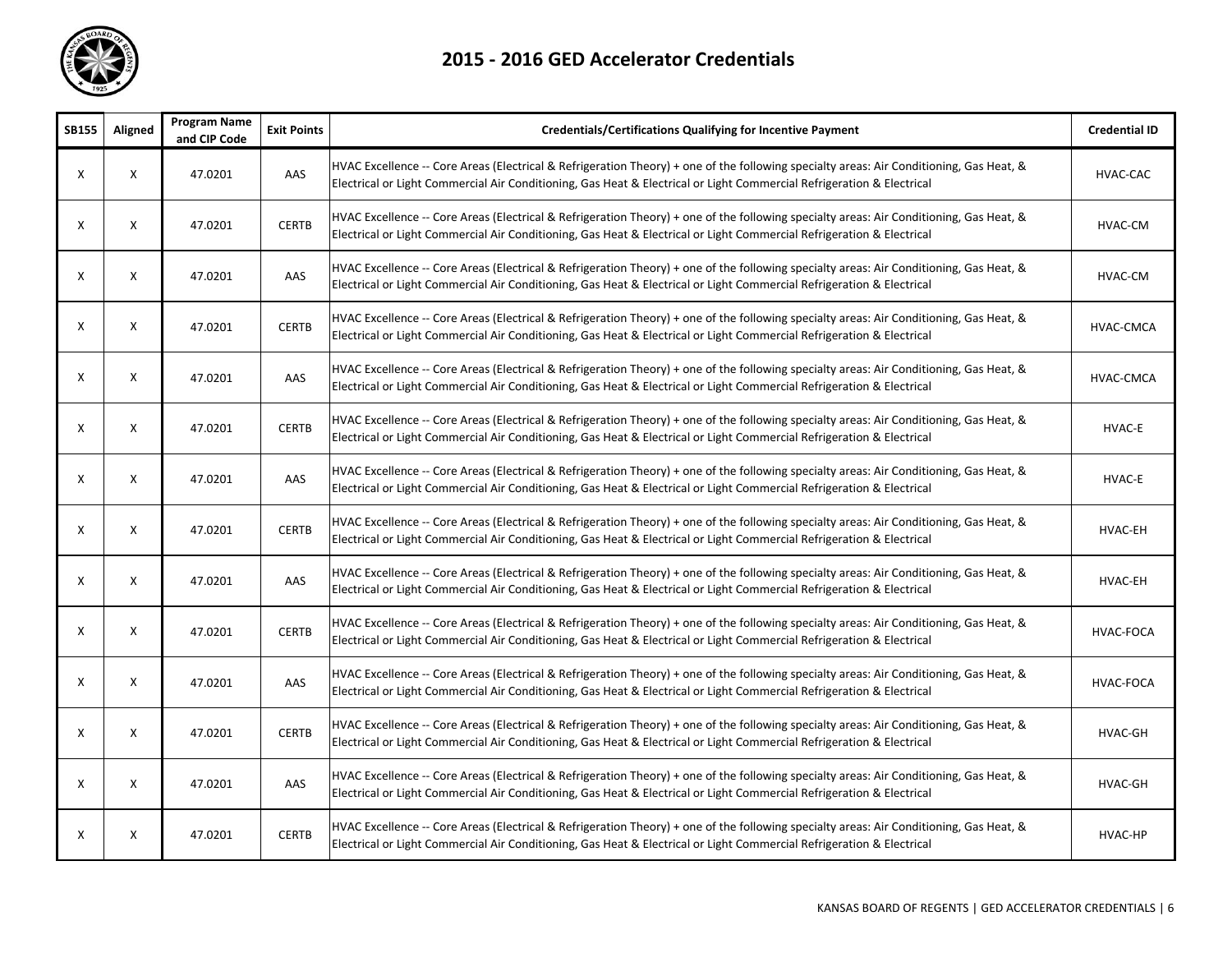# 2015 - 2016 GED Accelerator Credentials

| SB155 | Aligned | Program Name and CIP Code | Exit Points | Credentials/Certifications Qualifying for Incentive Payment | Credential ID |
|---|---|---|---|---|---|
| X | X | 47.0201 | AAS | HVAC Excellence -- Core Areas (Electrical & Refrigeration Theory) + one of the following specialty areas: Air Conditioning, Gas Heat, & Electrical or Light Commercial Air Conditioning, Gas Heat & Electrical or Light Commercial Refrigeration & Electrical | HVAC-CAC |
| X | X | 47.0201 | CERTB | HVAC Excellence -- Core Areas (Electrical & Refrigeration Theory) + one of the following specialty areas: Air Conditioning, Gas Heat, & Electrical or Light Commercial Air Conditioning, Gas Heat & Electrical or Light Commercial Refrigeration & Electrical | HVAC-CM |
| X | X | 47.0201 | AAS | HVAC Excellence -- Core Areas (Electrical & Refrigeration Theory) + one of the following specialty areas: Air Conditioning, Gas Heat, & Electrical or Light Commercial Air Conditioning, Gas Heat & Electrical or Light Commercial Refrigeration & Electrical | HVAC-CM |
| X | X | 47.0201 | CERTB | HVAC Excellence -- Core Areas (Electrical & Refrigeration Theory) + one of the following specialty areas: Air Conditioning, Gas Heat, & Electrical or Light Commercial Air Conditioning, Gas Heat & Electrical or Light Commercial Refrigeration & Electrical | HVAC-CMCA |
| X | X | 47.0201 | AAS | HVAC Excellence -- Core Areas (Electrical & Refrigeration Theory) + one of the following specialty areas: Air Conditioning, Gas Heat, & Electrical or Light Commercial Air Conditioning, Gas Heat & Electrical or Light Commercial Refrigeration & Electrical | HVAC-CMCA |
| X | X | 47.0201 | CERTB | HVAC Excellence -- Core Areas (Electrical & Refrigeration Theory) + one of the following specialty areas: Air Conditioning, Gas Heat, & Electrical or Light Commercial Air Conditioning, Gas Heat & Electrical or Light Commercial Refrigeration & Electrical | HVAC-E |
| X | X | 47.0201 | AAS | HVAC Excellence -- Core Areas (Electrical & Refrigeration Theory) + one of the following specialty areas: Air Conditioning, Gas Heat, & Electrical or Light Commercial Air Conditioning, Gas Heat & Electrical or Light Commercial Refrigeration & Electrical | HVAC-E |
| X | X | 47.0201 | CERTB | HVAC Excellence -- Core Areas (Electrical & Refrigeration Theory) + one of the following specialty areas: Air Conditioning, Gas Heat, & Electrical or Light Commercial Air Conditioning, Gas Heat & Electrical or Light Commercial Refrigeration & Electrical | HVAC-EH |
| X | X | 47.0201 | AAS | HVAC Excellence -- Core Areas (Electrical & Refrigeration Theory) + one of the following specialty areas: Air Conditioning, Gas Heat, & Electrical or Light Commercial Air Conditioning, Gas Heat & Electrical or Light Commercial Refrigeration & Electrical | HVAC-EH |
| X | X | 47.0201 | CERTB | HVAC Excellence -- Core Areas (Electrical & Refrigeration Theory) + one of the following specialty areas: Air Conditioning, Gas Heat, & Electrical or Light Commercial Air Conditioning, Gas Heat & Electrical or Light Commercial Refrigeration & Electrical | HVAC-FOCA |
| X | X | 47.0201 | AAS | HVAC Excellence -- Core Areas (Electrical & Refrigeration Theory) + one of the following specialty areas: Air Conditioning, Gas Heat, & Electrical or Light Commercial Air Conditioning, Gas Heat & Electrical or Light Commercial Refrigeration & Electrical | HVAC-FOCA |
| X | X | 47.0201 | CERTB | HVAC Excellence -- Core Areas (Electrical & Refrigeration Theory) + one of the following specialty areas: Air Conditioning, Gas Heat, & Electrical or Light Commercial Air Conditioning, Gas Heat & Electrical or Light Commercial Refrigeration & Electrical | HVAC-GH |
| X | X | 47.0201 | AAS | HVAC Excellence -- Core Areas (Electrical & Refrigeration Theory) + one of the following specialty areas: Air Conditioning, Gas Heat, & Electrical or Light Commercial Air Conditioning, Gas Heat & Electrical or Light Commercial Refrigeration & Electrical | HVAC-GH |
| X | X | 47.0201 | CERTB | HVAC Excellence -- Core Areas (Electrical & Refrigeration Theory) + one of the following specialty areas: Air Conditioning, Gas Heat, & Electrical or Light Commercial Air Conditioning, Gas Heat & Electrical or Light Commercial Refrigeration & Electrical | HVAC-HP |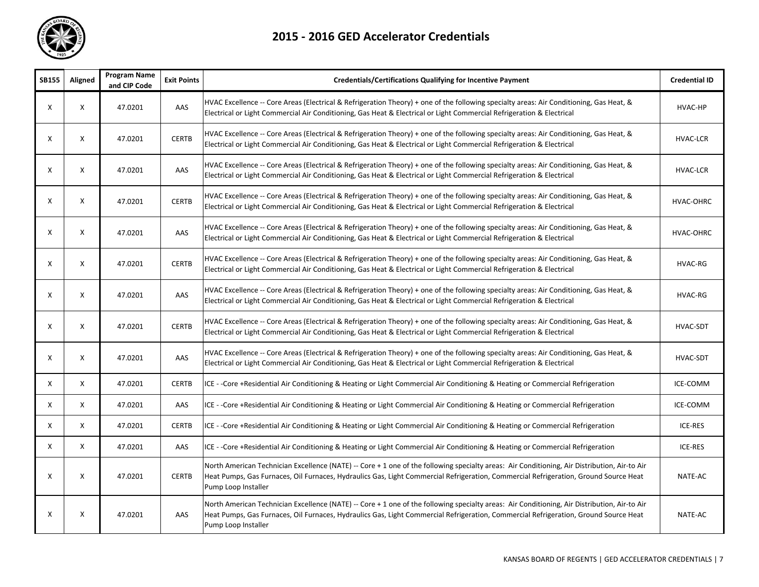# 2015 - 2016 GED Accelerator Credentials

| SB155 | Aligned | Program Name and CIP Code | Exit Points | Credentials/Certifications Qualifying for Incentive Payment | Credential ID |
|---|---|---|---|---|---|
| X | X | 47.0201 | AAS | HVAC Excellence -- Core Areas (Electrical & Refrigeration Theory) + one of the following specialty areas: Air Conditioning, Gas Heat, & Electrical or Light Commercial Air Conditioning, Gas Heat & Electrical or Light Commercial Refrigeration & Electrical | HVAC-HP |
| X | X | 47.0201 | CERTB | HVAC Excellence -- Core Areas (Electrical & Refrigeration Theory) + one of the following specialty areas: Air Conditioning, Gas Heat, & Electrical or Light Commercial Air Conditioning, Gas Heat & Electrical or Light Commercial Refrigeration & Electrical | HVAC-LCR |
| X | X | 47.0201 | AAS | HVAC Excellence -- Core Areas (Electrical & Refrigeration Theory) + one of the following specialty areas: Air Conditioning, Gas Heat, & Electrical or Light Commercial Air Conditioning, Gas Heat & Electrical or Light Commercial Refrigeration & Electrical | HVAC-LCR |
| X | X | 47.0201 | CERTB | HVAC Excellence -- Core Areas (Electrical & Refrigeration Theory) + one of the following specialty areas: Air Conditioning, Gas Heat, & Electrical or Light Commercial Air Conditioning, Gas Heat & Electrical or Light Commercial Refrigeration & Electrical | HVAC-OHRC |
| X | X | 47.0201 | AAS | HVAC Excellence -- Core Areas (Electrical & Refrigeration Theory) + one of the following specialty areas: Air Conditioning, Gas Heat, & Electrical or Light Commercial Air Conditioning, Gas Heat & Electrical or Light Commercial Refrigeration & Electrical | HVAC-OHRC |
| X | X | 47.0201 | CERTB | HVAC Excellence -- Core Areas (Electrical & Refrigeration Theory) + one of the following specialty areas: Air Conditioning, Gas Heat, & Electrical or Light Commercial Air Conditioning, Gas Heat & Electrical or Light Commercial Refrigeration & Electrical | HVAC-RG |
| X | X | 47.0201 | AAS | HVAC Excellence -- Core Areas (Electrical & Refrigeration Theory) + one of the following specialty areas: Air Conditioning, Gas Heat, & Electrical or Light Commercial Air Conditioning, Gas Heat & Electrical or Light Commercial Refrigeration & Electrical | HVAC-RG |
| X | X | 47.0201 | CERTB | HVAC Excellence -- Core Areas (Electrical & Refrigeration Theory) + one of the following specialty areas: Air Conditioning, Gas Heat, & Electrical or Light Commercial Air Conditioning, Gas Heat & Electrical or Light Commercial Refrigeration & Electrical | HVAC-SDT |
| X | X | 47.0201 | AAS | HVAC Excellence -- Core Areas (Electrical & Refrigeration Theory) + one of the following specialty areas: Air Conditioning, Gas Heat, & Electrical or Light Commercial Air Conditioning, Gas Heat & Electrical or Light Commercial Refrigeration & Electrical | HVAC-SDT |
| X | X | 47.0201 | CERTB | ICE - -Core +Residential Air Conditioning & Heating or Light Commercial Air Conditioning & Heating or Commercial Refrigeration | ICE-COMM |
| X | X | 47.0201 | AAS | ICE - -Core +Residential Air Conditioning & Heating or Light Commercial Air Conditioning & Heating or Commercial Refrigeration | ICE-COMM |
| X | X | 47.0201 | CERTB | ICE - -Core +Residential Air Conditioning & Heating or Light Commercial Air Conditioning & Heating or Commercial Refrigeration | ICE-RES |
| X | X | 47.0201 | AAS | ICE - -Core +Residential Air Conditioning & Heating or Light Commercial Air Conditioning & Heating or Commercial Refrigeration | ICE-RES |
| X | X | 47.0201 | CERTB | North American Technician Excellence (NATE) -- Core + 1 one of the following specialty areas: Air Conditioning, Air Distribution, Air-to Air Heat Pumps, Gas Furnaces, Oil Furnaces, Hydraulics Gas, Light Commercial Refrigeration, Commercial Refrigeration, Ground Source Heat Pump Loop Installer | NATE-AC |
| X | X | 47.0201 | AAS | North American Technician Excellence (NATE) -- Core + 1 one of the following specialty areas: Air Conditioning, Air Distribution, Air-to Air Heat Pumps, Gas Furnaces, Oil Furnaces, Hydraulics Gas, Light Commercial Refrigeration, Commercial Refrigeration, Ground Source Heat Pump Loop Installer | NATE-AC |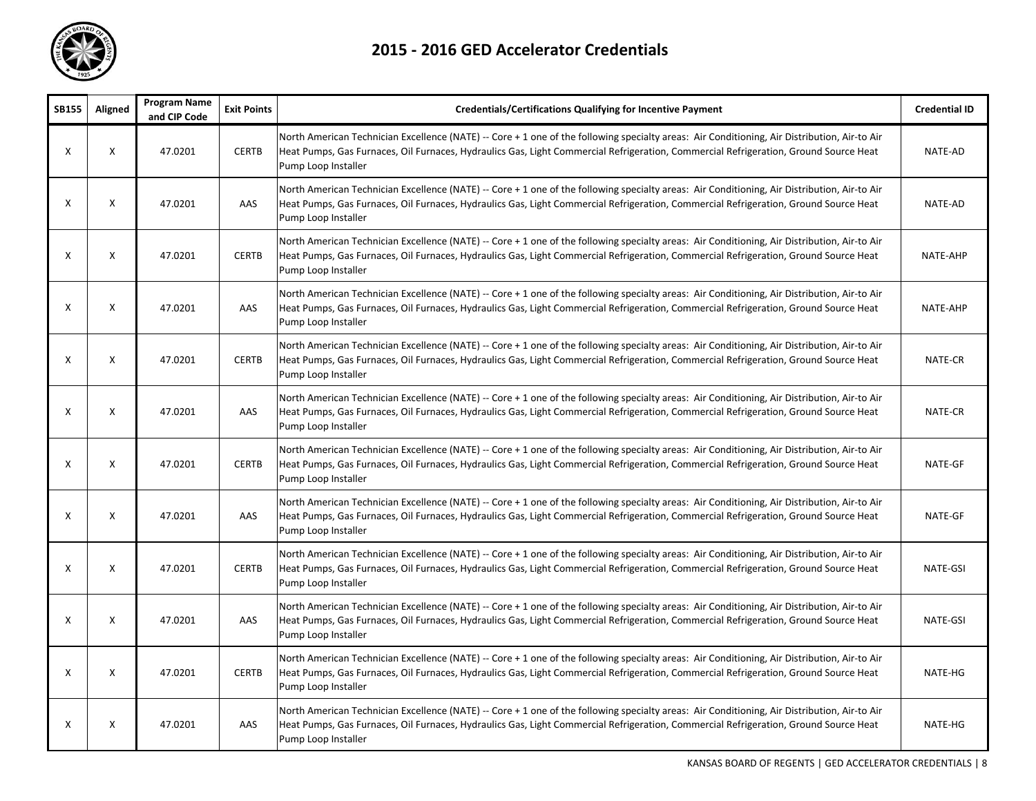# 2015 - 2016 GED Accelerator Credentials

| SB155 | Aligned | Program Name and CIP Code | Exit Points | Credentials/Certifications Qualifying for Incentive Payment | Credential ID |
|---|---|---|---|---|---|
| X | X | 47.0201 | CERTB | North American Technician Excellence (NATE) -- Core + 1 one of the following specialty areas: Air Conditioning, Air Distribution, Air-to Air Heat Pumps, Gas Furnaces, Oil Furnaces, Hydraulics Gas, Light Commercial Refrigeration, Commercial Refrigeration, Ground Source Heat Pump Loop Installer | NATE-AD |
| X | X | 47.0201 | AAS | North American Technician Excellence (NATE) -- Core + 1 one of the following specialty areas: Air Conditioning, Air Distribution, Air-to Air Heat Pumps, Gas Furnaces, Oil Furnaces, Hydraulics Gas, Light Commercial Refrigeration, Commercial Refrigeration, Ground Source Heat Pump Loop Installer | NATE-AD |
| X | X | 47.0201 | CERTB | North American Technician Excellence (NATE) -- Core + 1 one of the following specialty areas: Air Conditioning, Air Distribution, Air-to Air Heat Pumps, Gas Furnaces, Oil Furnaces, Hydraulics Gas, Light Commercial Refrigeration, Commercial Refrigeration, Ground Source Heat Pump Loop Installer | NATE-AHP |
| X | X | 47.0201 | AAS | North American Technician Excellence (NATE) -- Core + 1 one of the following specialty areas: Air Conditioning, Air Distribution, Air-to Air Heat Pumps, Gas Furnaces, Oil Furnaces, Hydraulics Gas, Light Commercial Refrigeration, Commercial Refrigeration, Ground Source Heat Pump Loop Installer | NATE-AHP |
| X | X | 47.0201 | CERTB | North American Technician Excellence (NATE) -- Core + 1 one of the following specialty areas: Air Conditioning, Air Distribution, Air-to Air Heat Pumps, Gas Furnaces, Oil Furnaces, Hydraulics Gas, Light Commercial Refrigeration, Commercial Refrigeration, Ground Source Heat Pump Loop Installer | NATE-CR |
| X | X | 47.0201 | AAS | North American Technician Excellence (NATE) -- Core + 1 one of the following specialty areas: Air Conditioning, Air Distribution, Air-to Air Heat Pumps, Gas Furnaces, Oil Furnaces, Hydraulics Gas, Light Commercial Refrigeration, Commercial Refrigeration, Ground Source Heat Pump Loop Installer | NATE-CR |
| X | X | 47.0201 | CERTB | North American Technician Excellence (NATE) -- Core + 1 one of the following specialty areas: Air Conditioning, Air Distribution, Air-to Air Heat Pumps, Gas Furnaces, Oil Furnaces, Hydraulics Gas, Light Commercial Refrigeration, Commercial Refrigeration, Ground Source Heat Pump Loop Installer | NATE-GF |
| X | X | 47.0201 | AAS | North American Technician Excellence (NATE) -- Core + 1 one of the following specialty areas: Air Conditioning, Air Distribution, Air-to Air Heat Pumps, Gas Furnaces, Oil Furnaces, Hydraulics Gas, Light Commercial Refrigeration, Commercial Refrigeration, Ground Source Heat Pump Loop Installer | NATE-GF |
| X | X | 47.0201 | CERTB | North American Technician Excellence (NATE) -- Core + 1 one of the following specialty areas: Air Conditioning, Air Distribution, Air-to Air Heat Pumps, Gas Furnaces, Oil Furnaces, Hydraulics Gas, Light Commercial Refrigeration, Commercial Refrigeration, Ground Source Heat Pump Loop Installer | NATE-GSI |
| X | X | 47.0201 | AAS | North American Technician Excellence (NATE) -- Core + 1 one of the following specialty areas: Air Conditioning, Air Distribution, Air-to Air Heat Pumps, Gas Furnaces, Oil Furnaces, Hydraulics Gas, Light Commercial Refrigeration, Commercial Refrigeration, Ground Source Heat Pump Loop Installer | NATE-GSI |
| X | X | 47.0201 | CERTB | North American Technician Excellence (NATE) -- Core + 1 one of the following specialty areas: Air Conditioning, Air Distribution, Air-to Air Heat Pumps, Gas Furnaces, Oil Furnaces, Hydraulics Gas, Light Commercial Refrigeration, Commercial Refrigeration, Ground Source Heat Pump Loop Installer | NATE-HG |
| X | X | 47.0201 | AAS | North American Technician Excellence (NATE) -- Core + 1 one of the following specialty areas: Air Conditioning, Air Distribution, Air-to Air Heat Pumps, Gas Furnaces, Oil Furnaces, Hydraulics Gas, Light Commercial Refrigeration, Commercial Refrigeration, Ground Source Heat Pump Loop Installer | NATE-HG |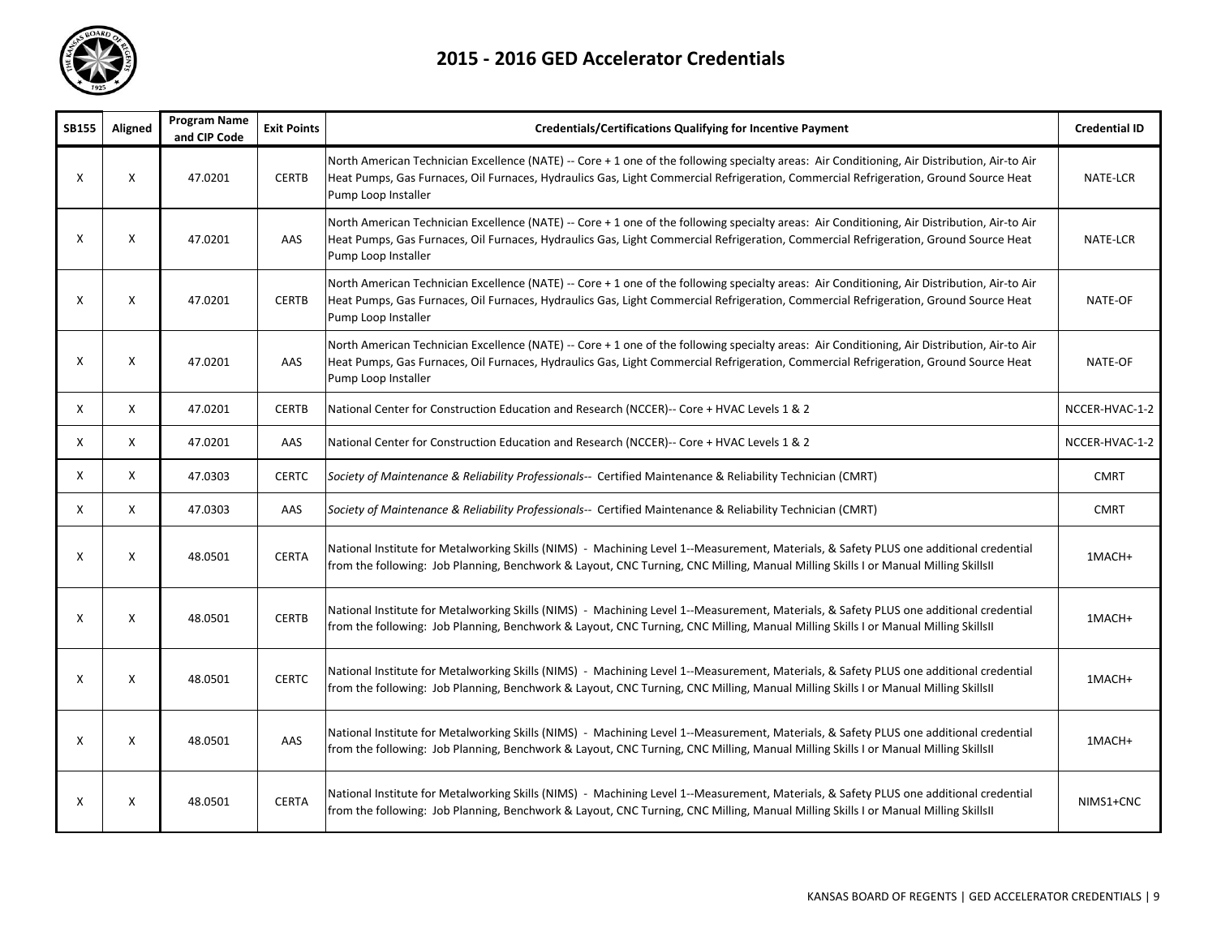# 2015 - 2016 GED Accelerator Credentials

| SB155 | Aligned | Program Name and CIP Code | Exit Points | Credentials/Certifications Qualifying for Incentive Payment | Credential ID |
|---|---|---|---|---|---|
| X | X | 47.0201 | CERTB | North American Technician Excellence (NATE) -- Core + 1 one of the following specialty areas: Air Conditioning, Air Distribution, Air-to Air Heat Pumps, Gas Furnaces, Oil Furnaces, Hydraulics Gas, Light Commercial Refrigeration, Commercial Refrigeration, Ground Source Heat Pump Loop Installer | NATE-LCR |
| X | X | 47.0201 | AAS | North American Technician Excellence (NATE) -- Core + 1 one of the following specialty areas: Air Conditioning, Air Distribution, Air-to Air Heat Pumps, Gas Furnaces, Oil Furnaces, Hydraulics Gas, Light Commercial Refrigeration, Commercial Refrigeration, Ground Source Heat Pump Loop Installer | NATE-LCR |
| X | X | 47.0201 | CERTB | North American Technician Excellence (NATE) -- Core + 1 one of the following specialty areas: Air Conditioning, Air Distribution, Air-to Air Heat Pumps, Gas Furnaces, Oil Furnaces, Hydraulics Gas, Light Commercial Refrigeration, Commercial Refrigeration, Ground Source Heat Pump Loop Installer | NATE-OF |
| X | X | 47.0201 | AAS | North American Technician Excellence (NATE) -- Core + 1 one of the following specialty areas: Air Conditioning, Air Distribution, Air-to Air Heat Pumps, Gas Furnaces, Oil Furnaces, Hydraulics Gas, Light Commercial Refrigeration, Commercial Refrigeration, Ground Source Heat Pump Loop Installer | NATE-OF |
| X | X | 47.0201 | CERTB | National Center for Construction Education and Research (NCCER)-- Core + HVAC Levels 1 & 2 | NCCER-HVAC-1-2 |
| X | X | 47.0201 | AAS | National Center for Construction Education and Research (NCCER)-- Core + HVAC Levels 1 & 2 | NCCER-HVAC-1-2 |
| X | X | 47.0303 | CERTC | *Society of Maintenance & Reliability Professionals*-- Certified Maintenance & Reliability Technician (CMRT) | CMRT |
| X | X | 47.0303 | AAS | *Society of Maintenance & Reliability Professionals*-- Certified Maintenance & Reliability Technician (CMRT) | CMRT |
| X | X | 48.0501 | CERTA | National Institute for Metalworking Skills (NIMS) - Machining Level 1--Measurement, Materials, & Safety PLUS one additional credential from the following: Job Planning, Benchwork & Layout, CNC Turning, CNC Milling, Manual Milling Skills I or Manual Milling SkillsII | 1MACH+ |
| X | X | 48.0501 | CERTB | National Institute for Metalworking Skills (NIMS) - Machining Level 1--Measurement, Materials, & Safety PLUS one additional credential from the following: Job Planning, Benchwork & Layout, CNC Turning, CNC Milling, Manual Milling Skills I or Manual Milling SkillsII | 1MACH+ |
| X | X | 48.0501 | CERTC | National Institute for Metalworking Skills (NIMS) - Machining Level 1--Measurement, Materials, & Safety PLUS one additional credential from the following: Job Planning, Benchwork & Layout, CNC Turning, CNC Milling, Manual Milling Skills I or Manual Milling SkillsII | 1MACH+ |
| X | X | 48.0501 | AAS | National Institute for Metalworking Skills (NIMS) - Machining Level 1--Measurement, Materials, & Safety PLUS one additional credential from the following: Job Planning, Benchwork & Layout, CNC Turning, CNC Milling, Manual Milling Skills I or Manual Milling SkillsII | 1MACH+ |
| X | X | 48.0501 | CERTA | National Institute for Metalworking Skills (NIMS) - Machining Level 1--Measurement, Materials, & Safety PLUS one additional credential from the following: Job Planning, Benchwork & Layout, CNC Turning, CNC Milling, Manual Milling Skills I or Manual Milling SkillsII | NIMS1+CNC |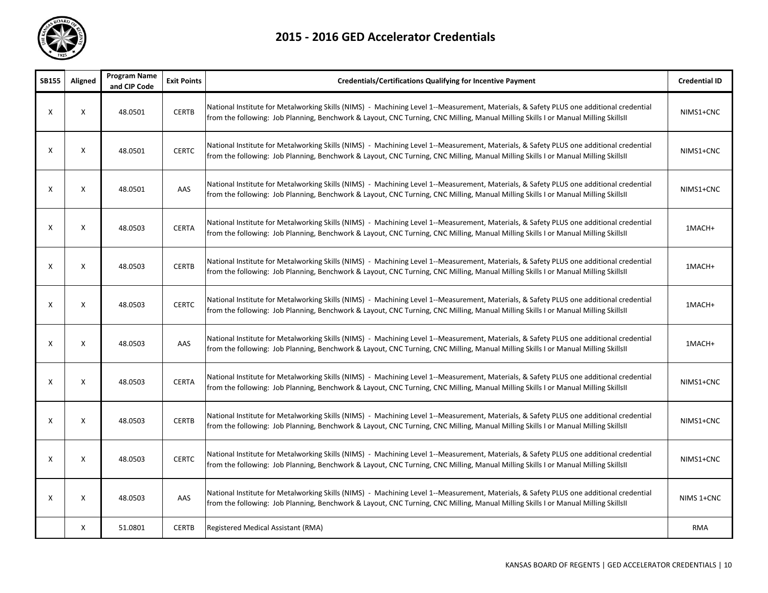# 2015 - 2016 GED Accelerator Credentials

| SB155 | Aligned | Program Name and CIP Code | Exit Points | Credentials/Certifications Qualifying for Incentive Payment | Credential ID |
|---|---|---|---|---|---|
| X | X | 48.0501 | CERTB | National Institute for Metalworking Skills (NIMS) - Machining Level 1--Measurement, Materials, & Safety PLUS one additional credential from the following: Job Planning, Benchwork & Layout, CNC Turning, CNC Milling, Manual Milling Skills I or Manual Milling SkillsII | NIMS1+CNC |
| X | X | 48.0501 | CERTC | National Institute for Metalworking Skills (NIMS) - Machining Level 1--Measurement, Materials, & Safety PLUS one additional credential from the following: Job Planning, Benchwork & Layout, CNC Turning, CNC Milling, Manual Milling Skills I or Manual Milling SkillsII | NIMS1+CNC |
| X | X | 48.0501 | AAS | National Institute for Metalworking Skills (NIMS) - Machining Level 1--Measurement, Materials, & Safety PLUS one additional credential from the following: Job Planning, Benchwork & Layout, CNC Turning, CNC Milling, Manual Milling Skills I or Manual Milling SkillsII | NIMS1+CNC |
| X | X | 48.0503 | CERTA | National Institute for Metalworking Skills (NIMS) - Machining Level 1--Measurement, Materials, & Safety PLUS one additional credential from the following: Job Planning, Benchwork & Layout, CNC Turning, CNC Milling, Manual Milling Skills I or Manual Milling SkillsII | 1MACH+ |
| X | X | 48.0503 | CERTB | National Institute for Metalworking Skills (NIMS) - Machining Level 1--Measurement, Materials, & Safety PLUS one additional credential from the following: Job Planning, Benchwork & Layout, CNC Turning, CNC Milling, Manual Milling Skills I or Manual Milling SkillsII | 1MACH+ |
| X | X | 48.0503 | CERTC | National Institute for Metalworking Skills (NIMS) - Machining Level 1--Measurement, Materials, & Safety PLUS one additional credential from the following: Job Planning, Benchwork & Layout, CNC Turning, CNC Milling, Manual Milling Skills I or Manual Milling SkillsII | 1MACH+ |
| X | X | 48.0503 | AAS | National Institute for Metalworking Skills (NIMS) - Machining Level 1--Measurement, Materials, & Safety PLUS one additional credential from the following: Job Planning, Benchwork & Layout, CNC Turning, CNC Milling, Manual Milling Skills I or Manual Milling SkillsII | 1MACH+ |
| X | X | 48.0503 | CERTA | National Institute for Metalworking Skills (NIMS) - Machining Level 1--Measurement, Materials, & Safety PLUS one additional credential from the following: Job Planning, Benchwork & Layout, CNC Turning, CNC Milling, Manual Milling Skills I or Manual Milling SkillsII | NIMS1+CNC |
| X | X | 48.0503 | CERTB | National Institute for Metalworking Skills (NIMS) - Machining Level 1--Measurement, Materials, & Safety PLUS one additional credential from the following: Job Planning, Benchwork & Layout, CNC Turning, CNC Milling, Manual Milling Skills I or Manual Milling SkillsII | NIMS1+CNC |
| X | X | 48.0503 | CERTC | National Institute for Metalworking Skills (NIMS) - Machining Level 1--Measurement, Materials, & Safety PLUS one additional credential from the following: Job Planning, Benchwork & Layout, CNC Turning, CNC Milling, Manual Milling Skills I or Manual Milling SkillsII | NIMS1+CNC |
| X | X | 48.0503 | AAS | National Institute for Metalworking Skills (NIMS) - Machining Level 1--Measurement, Materials, & Safety PLUS one additional credential from the following: Job Planning, Benchwork & Layout, CNC Turning, CNC Milling, Manual Milling Skills I or Manual Milling SkillsII | NIMS 1+CNC |
| | X | 51.0801 | CERTB | Registered Medical Assistant (RMA) | RMA |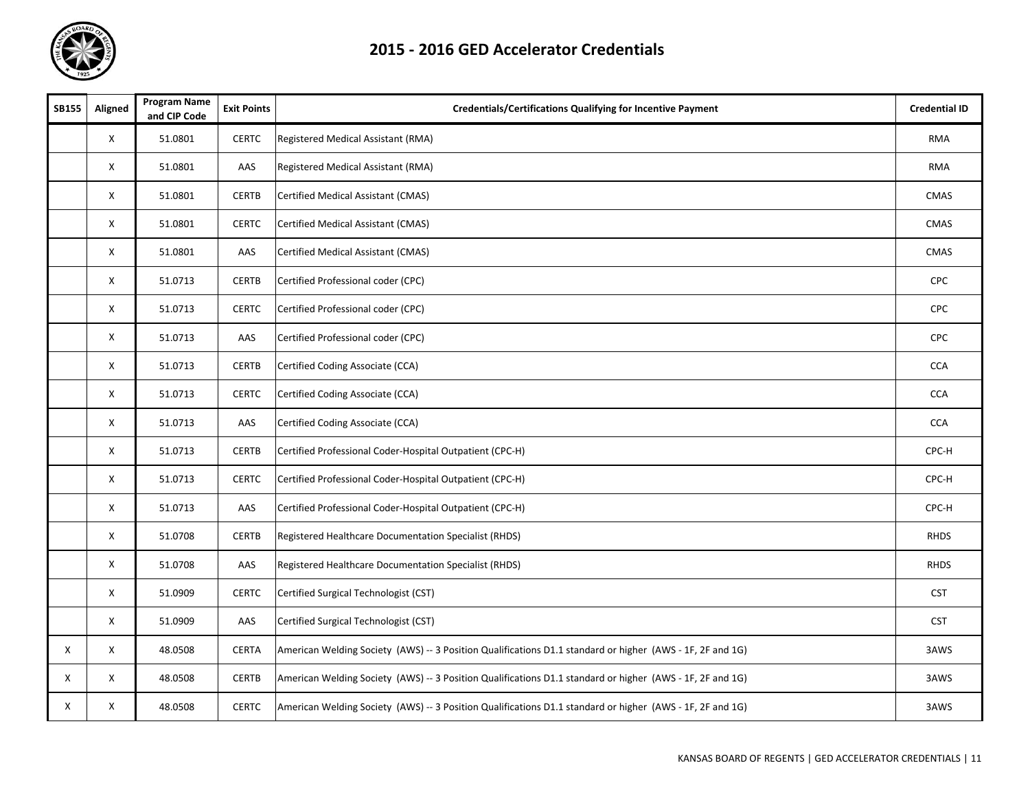# 2015 - 2016 GED Accelerator Credentials

| SB155 | Aligned | Program Name and CIP Code | Exit Points | Credentials/Certifications Qualifying for Incentive Payment | Credential ID |
|---|---|---|---|---|---|
| | X | 51.0801 | CERTC | Registered Medical Assistant (RMA) | RMA |
| | X | 51.0801 | AAS | Registered Medical Assistant (RMA) | RMA |
| | X | 51.0801 | CERTB | Certified Medical Assistant (CMAS) | CMAS |
| | X | 51.0801 | CERTC | Certified Medical Assistant (CMAS) | CMAS |
| | X | 51.0801 | AAS | Certified Medical Assistant (CMAS) | CMAS |
| | X | 51.0713 | CERTB | Certified Professional coder (CPC) | CPC |
| | X | 51.0713 | CERTC | Certified Professional coder (CPC) | CPC |
| | X | 51.0713 | AAS | Certified Professional coder (CPC) | CPC |
| | X | 51.0713 | CERTB | Certified Coding Associate (CCA) | CCA |
| | X | 51.0713 | CERTC | Certified Coding Associate (CCA) | CCA |
| | X | 51.0713 | AAS | Certified Coding Associate (CCA) | CCA |
| | X | 51.0713 | CERTB | Certified Professional Coder-Hospital Outpatient (CPC-H) | CPC-H |
| | X | 51.0713 | CERTC | Certified Professional Coder-Hospital Outpatient (CPC-H) | CPC-H |
| | X | 51.0713 | AAS | Certified Professional Coder-Hospital Outpatient (CPC-H) | CPC-H |
| | X | 51.0708 | CERTB | Registered Healthcare Documentation Specialist (RHDS) | RHDS |
| | X | 51.0708 | AAS | Registered Healthcare Documentation Specialist (RHDS) | RHDS |
| | X | 51.0909 | CERTC | Certified Surgical Technologist (CST) | CST |
| | X | 51.0909 | AAS | Certified Surgical Technologist (CST) | CST |
| X | X | 48.0508 | CERTA | American Welding Society (AWS) -- 3 Position Qualifications D1.1 standard or higher (AWS - 1F, 2F and 1G) | 3AWS |
| X | X | 48.0508 | CERTB | American Welding Society (AWS) -- 3 Position Qualifications D1.1 standard or higher (AWS - 1F, 2F and 1G) | 3AWS |
| X | X | 48.0508 | CERTC | American Welding Society (AWS) -- 3 Position Qualifications D1.1 standard or higher (AWS - 1F, 2F and 1G) | 3AWS |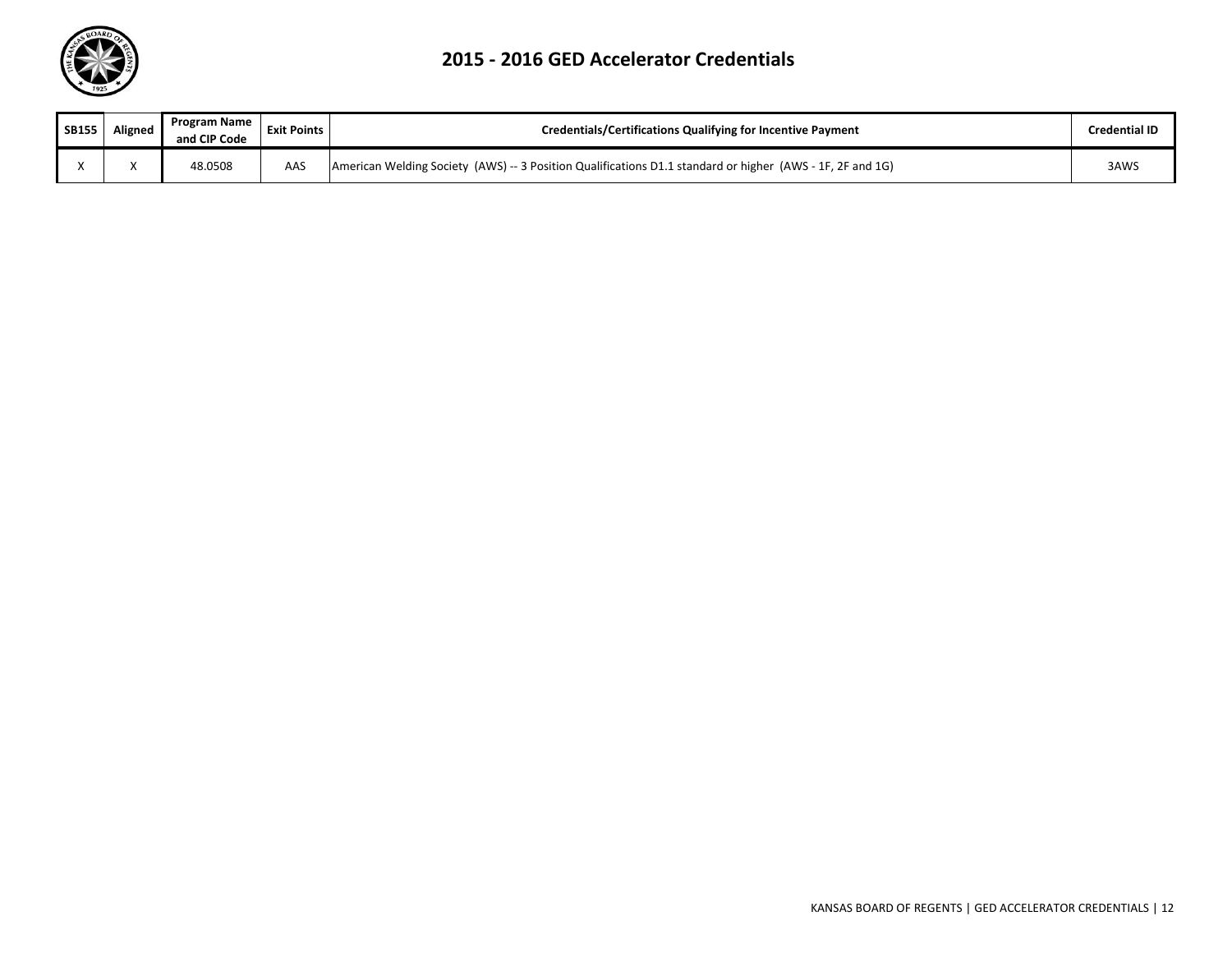# 2015 - 2016 GED Accelerator Credentials

| SB155 | Aligned | Program Name and CIP Code | Exit Points | Credentials/Certifications Qualifying for Incentive Payment | Credential ID |
|---|---|---|---|---|---|
| X | X | 48.0508 | AAS | American Welding Society (AWS) -- 3 Position Qualifications D1.1 standard or higher (AWS - 1F, 2F and 1G) | 3AWS |